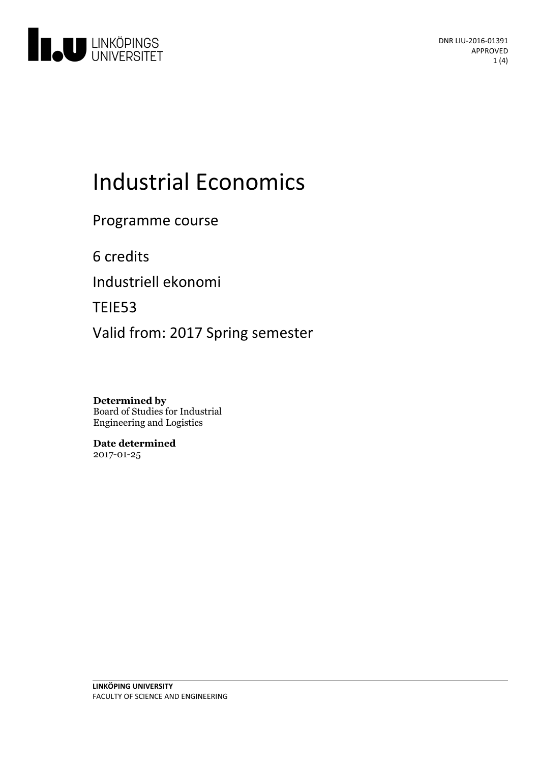DNR LIU-2016-01391
APPROVED

# Industrial Economics

Programme course

6 credits

Industriell ekonomi

TEIE53

Valid from: 2017 Spring semester

**Determined by**
Board of Studies for Industrial Engineering and Logistics

**Date determined**
2017-01-25

**LINKÖPING UNIVERSITY**
FACULTY OF SCIENCE AND ENGINEERING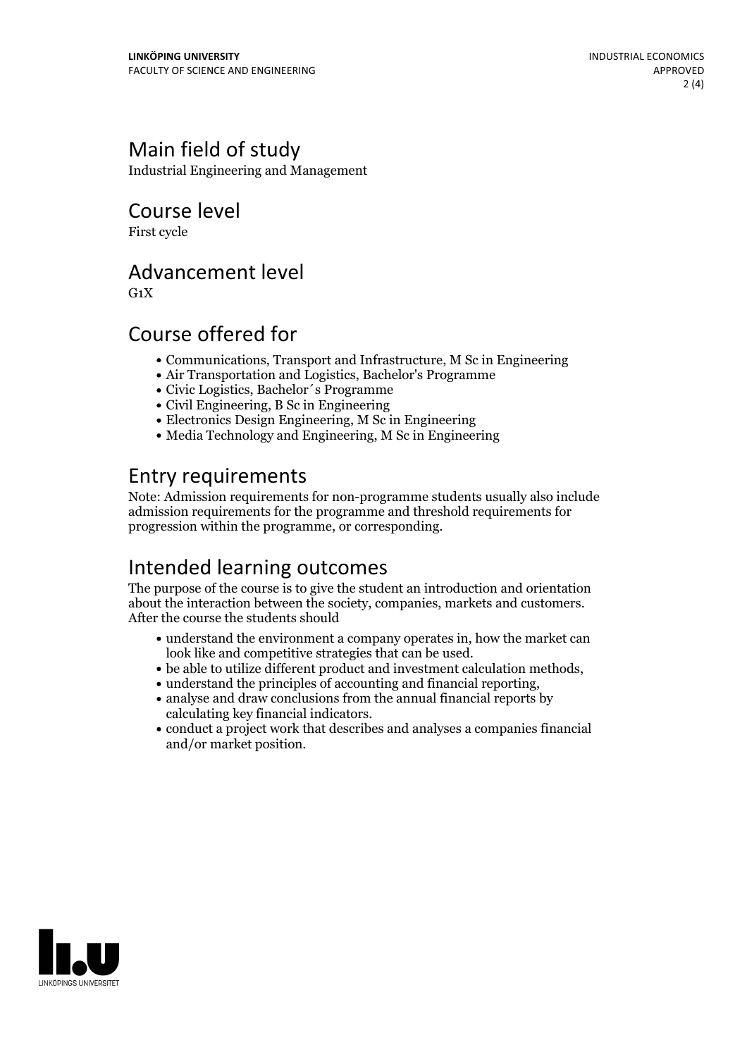# Main field of study

Industrial Engineering and Management

# Course level

First cycle

# Advancement level

G1X

# Course offered for

- Communications, Transport and Infrastructure, M Sc in Engineering
- Air Transportation and Logistics, Bachelor's Programme
- Civic Logistics, Bachelor´s Programme
- Civil Engineering, B Sc in Engineering
- Electronics Design Engineering, M Sc in Engineering
- Media Technology and Engineering, M Sc in Engineering

# Entry requirements

Note: Admission requirements for non-programme students usually also include admission requirements for the programme and threshold requirements for progression within the programme, or corresponding.

# Intended learning outcomes

The purpose of the course is to give the student an introduction and orientation about the interaction between the society, companies, markets and customers. After the course the students should

- understand the environment a company operates in, how the market can look like and competitive strategies that can be used.
- be able to utilize different product and investment calculation methods,
- understand the principles of accounting and financial reporting,
- analyse and draw conclusions from the annual financial reports by calculating key financial indicators.
- conduct a project work that describes and analyses a companies financial and/or market position.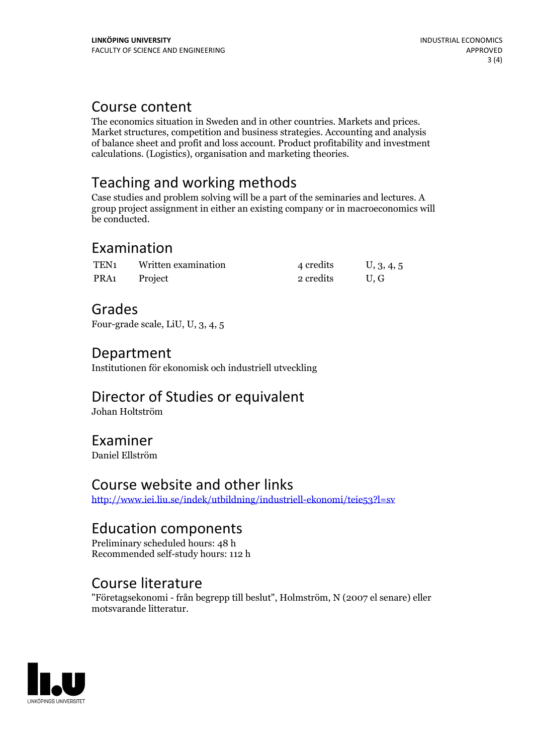## Course content

The economics situation in Sweden and in other countries. Markets and prices. Market structures, competition and business strategies. Accounting and analysis of balance sheet and profit and loss account. Product profitability and investment calculations. (Logistics), organisation and marketing theories.

## Teaching and working methods

Case studies and problem solving will be a part of the seminaries and lectures. A group project assignment in either an existing company or in macroeconomics will be conducted.

## Examination

| | | | |
|---|---|---|---|
| TEN1 | Written examination | 4 credits | U, 3, 4, 5 |
| PRA1 | Project | 2 credits | U, G |

## Grades

Four-grade scale, LiU, U, 3, 4, 5

## Department

Institutionen för ekonomisk och industriell utveckling

## Director of Studies or equivalent

Johan Holtström

## Examiner

Daniel Ellström

## Course website and other links

http://www.iei.liu.se/indek/utbildning/industriell-ekonomi/teie53?l=sv

## Education components

Preliminary scheduled hours: 48 h
Recommended self-study hours: 112 h

## Course literature

"Företagsekonomi - från begrepp till beslut", Holmström, N (2007 el senare) eller motsvarande litteratur.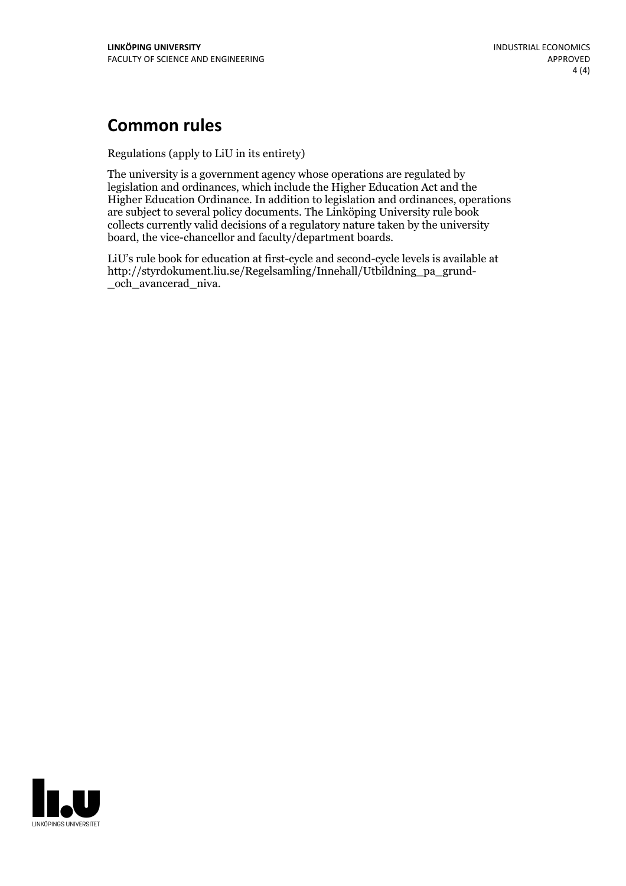## Common rules

Regulations (apply to LiU in its entirety)

The university is a government agency whose operations are regulated by legislation and ordinances, which include the Higher Education Act and the Higher Education Ordinance. In addition to legislation and ordinances, operations are subject to several policy documents. The Linköping University rule book collects currently valid decisions of a regulatory nature taken by the university board, the vice-chancellor and faculty/department boards.

LiU's rule book for education at first-cycle and second-cycle levels is available at http://styrdokument.liu.se/Regelsamling/Innehall/Utbildning_pa_grund-_och_avancerad_niva.